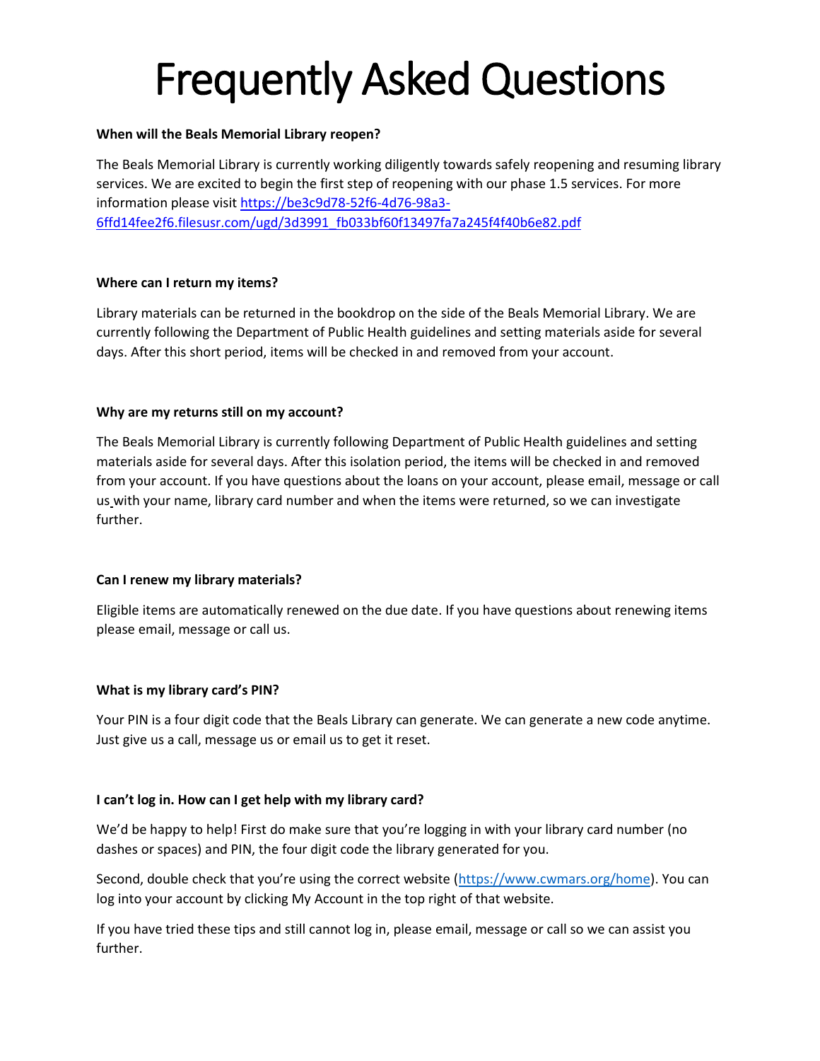# Frequently Asked Questions

**When will the Beals Memorial Library reopen?**

The Beals Memorial Library is currently working diligently towards safely reopening and resuming library services. We are excited to begin the first step of reopening with our phase 1.5 services. For more information please visit [https://be3c9d78-52f6-4d76-98a3-6ffd14fee2f6.filesusr.com/ugd/3d3991_fb033bf60f13497fa7a245f4f40b6e82.pdf](https://be3c9d78-52f6-4d76-98a3-6ffd14fee2f6.filesusr.com/ugd/3d3991_fb033bf60f13497fa7a245f4f40b6e82.pdf)

**Where can I return my items?**

Library materials can be returned in the bookdrop on the side of the Beals Memorial Library. We are currently following the Department of Public Health guidelines and setting materials aside for several days. After this short period, items will be checked in and removed from your account.

**Why are my returns still on my account?**

The Beals Memorial Library is currently following Department of Public Health guidelines and setting materials aside for several days. After this isolation period, the items will be checked in and removed from your account. If you have questions about the loans on your account, please email, message or call us with your name, library card number and when the items were returned, so we can investigate further.

**Can I renew my library materials?**

Eligible items are automatically renewed on the due date. If you have questions about renewing items please email, message or call us.

**What is my library card's PIN?**

Your PIN is a four digit code that the Beals Library can generate. We can generate a new code anytime. Just give us a call, message us or email us to get it reset.

**I can't log in. How can I get help with my library card?**

We'd be happy to help! First do make sure that you're logging in with your library card number (no dashes or spaces) and PIN, the four digit code the library generated for you.

Second, double check that you're using the correct website ([https://www.cwmars.org/home](https://www.cwmars.org/home)). You can log into your account by clicking My Account in the top right of that website.

If you have tried these tips and still cannot log in, please email, message or call so we can assist you further.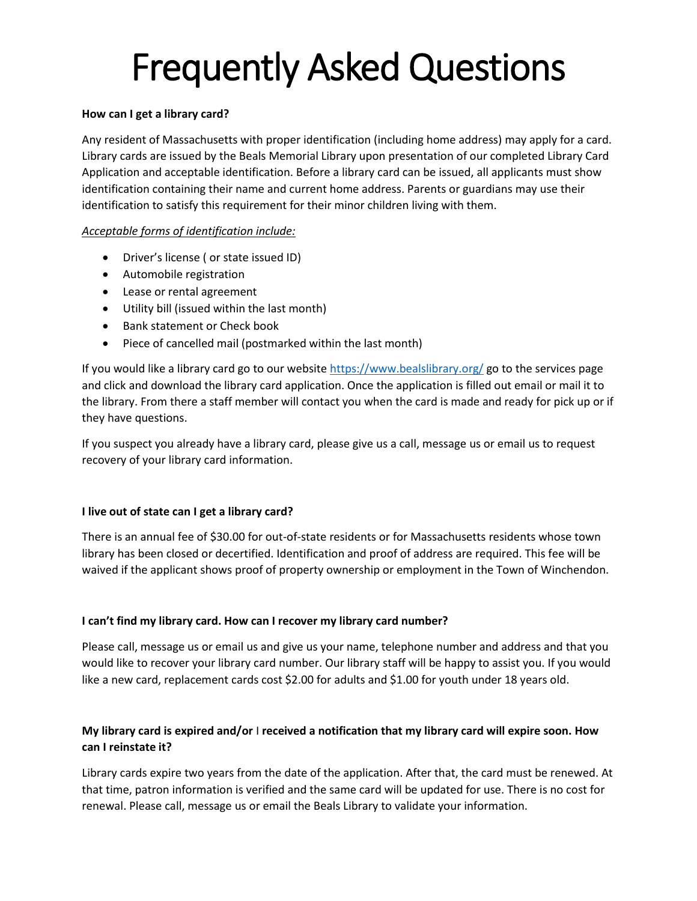# Frequently Asked Questions

**How can I get a library card?**

Any resident of Massachusetts with proper identification (including home address) may apply for a card. Library cards are issued by the Beals Memorial Library upon presentation of our completed Library Card Application and acceptable identification. Before a library card can be issued, all applicants must show identification containing their name and current home address. Parents or guardians may use their identification to satisfy this requirement for their minor children living with them.

*Acceptable forms of identification include:*

- Driver's license ( or state issued ID)
- Automobile registration
- Lease or rental agreement
- Utility bill (issued within the last month)
- Bank statement or Check book
- Piece of cancelled mail (postmarked within the last month)

If you would like a library card go to our website https://www.bealslibrary.org/ go to the services page and click and download the library card application. Once the application is filled out email or mail it to the library. From there a staff member will contact you when the card is made and ready for pick up or if they have questions.

If you suspect you already have a library card, please give us a call, message us or email us to request recovery of your library card information.

**I live out of state can I get a library card?**

There is an annual fee of $30.00 for out-of-state residents or for Massachusetts residents whose town library has been closed or decertified. Identification and proof of address are required. This fee will be waived if the applicant shows proof of property ownership or employment in the Town of Winchendon.

**I can't find my library card. How can I recover my library card number?**

Please call, message us or email us and give us your name, telephone number and address and that you would like to recover your library card number. Our library staff will be happy to assist you. If you would like a new card, replacement cards cost $2.00 for adults and $1.00 for youth under 18 years old.

**My library card is expired and/or I received a notification that my library card will expire soon. How can I reinstate it?**

Library cards expire two years from the date of the application. After that, the card must be renewed. At that time, patron information is verified and the same card will be updated for use. There is no cost for renewal. Please call, message us or email the Beals Library to validate your information.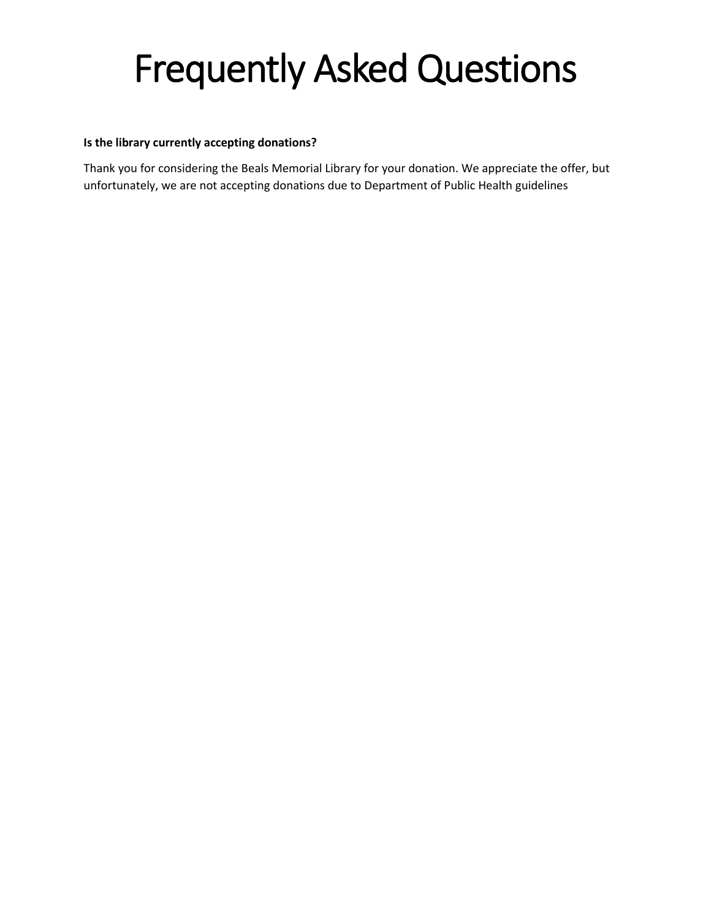# Frequently Asked Questions

**Is the library currently accepting donations?**

Thank you for considering the Beals Memorial Library for your donation. We appreciate the offer, but unfortunately, we are not accepting donations due to Department of Public Health guidelines